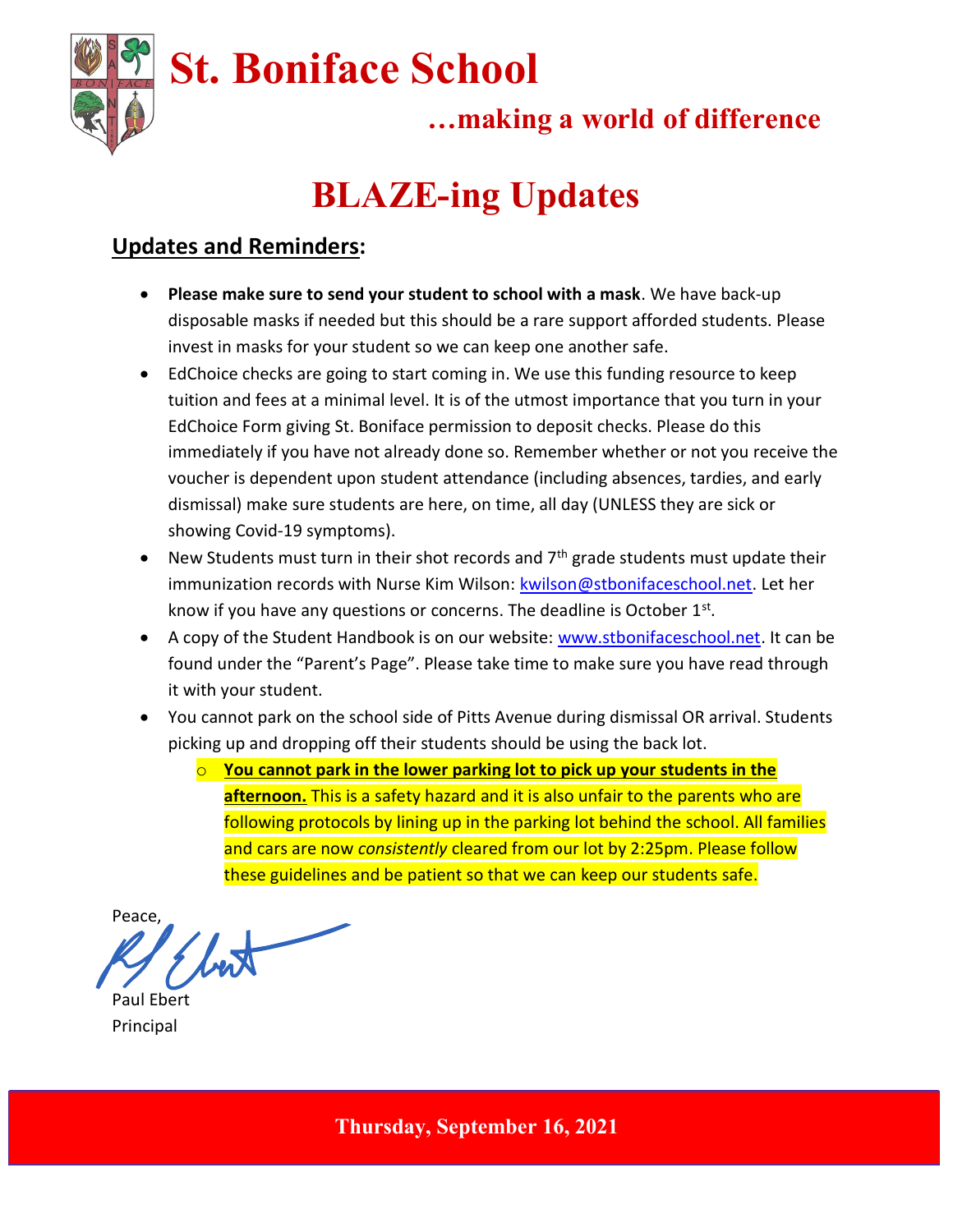# St. Boniface School

**…making a world of difference**

# BLAZE-ing Updates

## Updates and Reminders:

- **Please make sure to send your student to school with a mask**. We have back-up disposable masks if needed but this should be a rare support afforded students. Please invest in masks for your student so we can keep one another safe.
- EdChoice checks are going to start coming in. We use this funding resource to keep tuition and fees at a minimal level. It is of the utmost importance that you turn in your EdChoice Form giving St. Boniface permission to deposit checks. Please do this immediately if you have not already done so. Remember whether or not you receive the voucher is dependent upon student attendance (including absences, tardies, and early dismissal) make sure students are here, on time, all day (UNLESS they are sick or showing Covid-19 symptoms).
- New Students must turn in their shot records and 7th grade students must update their immunization records with Nurse Kim Wilson: kwilson@stbonifaceschool.net. Let her know if you have any questions or concerns. The deadline is October 1st.
- A copy of the Student Handbook is on our website: www.stbonifaceschool.net. It can be found under the "Parent's Page". Please take time to make sure you have read through it with your student.
- You cannot park on the school side of Pitts Avenue during dismissal OR arrival. Students picking up and dropping off their students should be using the back lot.
  - **You cannot park in the lower parking lot to pick up your students in the afternoon.** This is a safety hazard and it is also unfair to the parents who are following protocols by lining up in the parking lot behind the school. All families and cars are now *consistently* cleared from our lot by 2:25pm. Please follow these guidelines and be patient so that we can keep our students safe.

Peace,

Paul Ebert
Principal

**Thursday, September 16, 2021**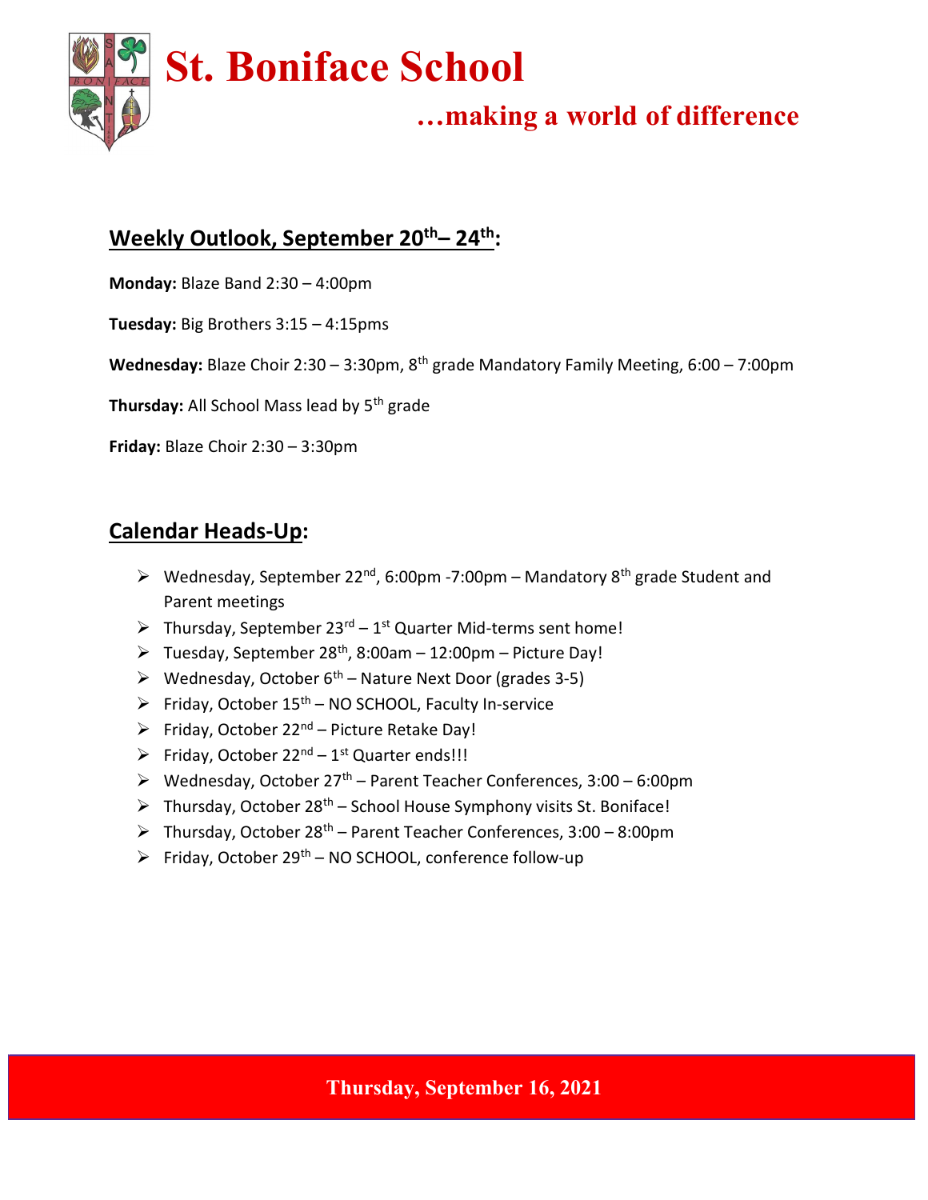# St. Boniface School

## …making a world of difference

## Weekly Outlook, September 20th– 24th:

**Monday:** Blaze Band 2:30 – 4:00pm

**Tuesday:** Big Brothers 3:15 – 4:15pms

**Wednesday:** Blaze Choir 2:30 – 3:30pm, 8th grade Mandatory Family Meeting, 6:00 – 7:00pm

**Thursday:** All School Mass lead by 5th grade

**Friday:** Blaze Choir 2:30 – 3:30pm

## Calendar Heads-Up:

- Wednesday, September 22nd, 6:00pm -7:00pm – Mandatory 8th grade Student and Parent meetings
- Thursday, September 23rd – 1st Quarter Mid-terms sent home!
- Tuesday, September 28th, 8:00am – 12:00pm – Picture Day!
- Wednesday, October 6th – Nature Next Door (grades 3-5)
- Friday, October 15th – NO SCHOOL, Faculty In-service
- Friday, October 22nd – Picture Retake Day!
- Friday, October 22nd – 1st Quarter ends!!!
- Wednesday, October 27th – Parent Teacher Conferences, 3:00 – 6:00pm
- Thursday, October 28th – School House Symphony visits St. Boniface!
- Thursday, October 28th – Parent Teacher Conferences, 3:00 – 8:00pm
- Friday, October 29th – NO SCHOOL, conference follow-up

**Thursday, September 16, 2021**